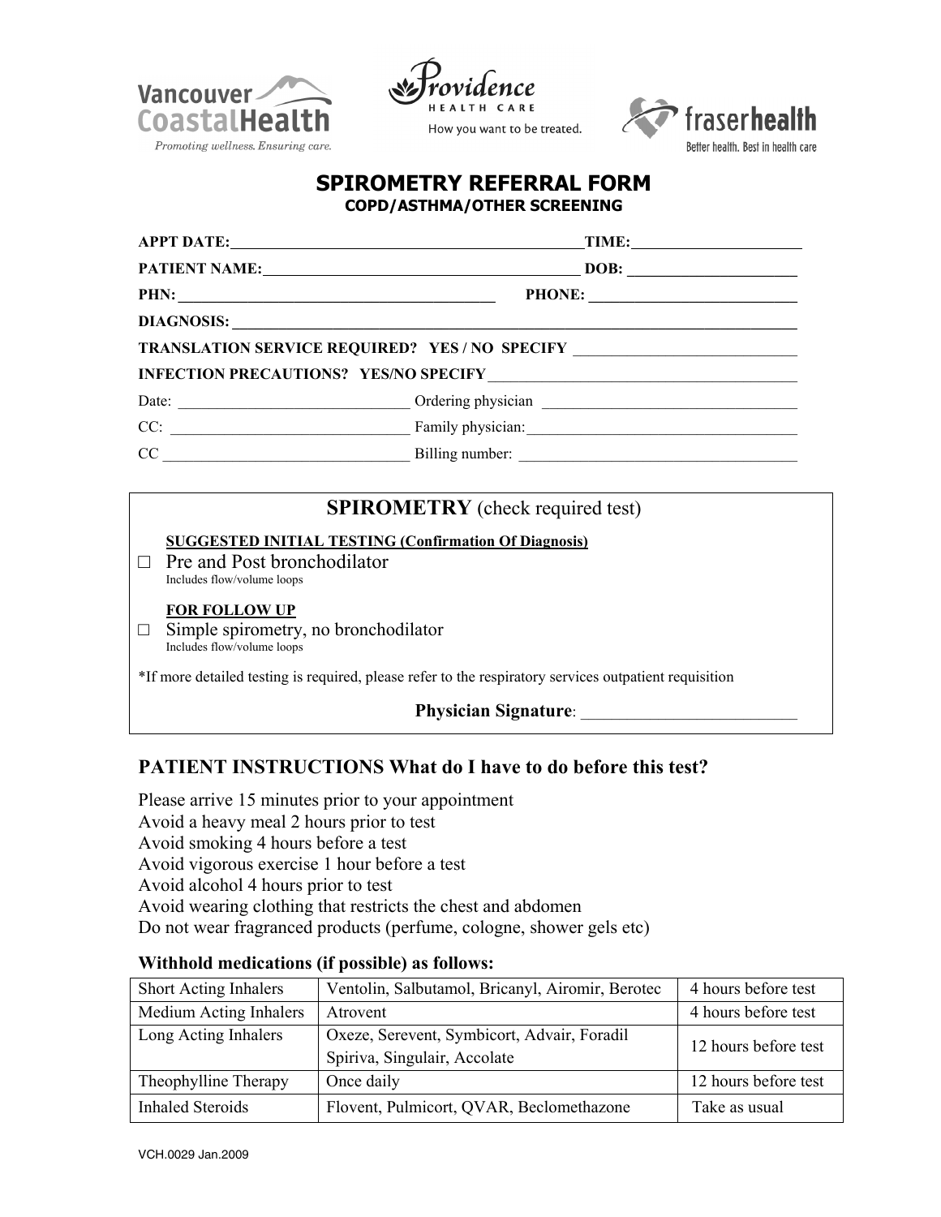Vancouver CoastalHealth
*Promoting wellness. Ensuring care.*

Providence HEALTH CARE
How you want to be treated.

fraserhealth
Better health. Best in health care

# SPIROMETRY REFERRAL FORM

## COPD/ASTHMA/OTHER SCREENING

**APPT DATE:** ______________________________ **TIME:** ______________

**PATIENT NAME:** ______________________________ **DOB:** ______________

**PHN:** ______________________________ **PHONE:** ______________

**DIAGNOSIS:** ______________________________

**TRANSLATION SERVICE REQUIRED? YES / NO SPECIFY** ______________

**INFECTION PRECAUTIONS? YES/NO SPECIFY** ______________

Date: ______________ Ordering physician ______________

CC: ______________ Family physician: ______________

CC ______________ Billing number: ______________

## SPIROMETRY (check required test)

**SUGGESTED INITIAL TESTING (Confirmation Of Diagnosis)**

□ Pre and Post bronchodilator
Includes flow/volume loops

**FOR FOLLOW UP**

□ Simple spirometry, no bronchodilator
Includes flow/volume loops

*If more detailed testing is required, please refer to the respiratory services outpatient requisition

**Physician Signature**: ______________

## PATIENT INSTRUCTIONS What do I have to do before this test?

Please arrive 15 minutes prior to your appointment
Avoid a heavy meal 2 hours prior to test
Avoid smoking 4 hours before a test
Avoid vigorous exercise 1 hour before a test
Avoid alcohol 4 hours prior to test
Avoid wearing clothing that restricts the chest and abdomen
Do not wear fragranced products (perfume, cologne, shower gels etc)

### Withhold medications (if possible) as follows:

| Short Acting Inhalers | Ventolin, Salbutamol, Bricanyl, Airomir, Berotec | 4 hours before test |
|---|---|---|
| Medium Acting Inhalers | Atrovent | 4 hours before test |
| Long Acting Inhalers | Oxeze, Serevent, Symbicort, Advair, Foradil Spiriva, Singulair, Accolate | 12 hours before test |
| Theophylline Therapy | Once daily | 12 hours before test |
| Inhaled Steroids | Flovent, Pulmicort, QVAR, Beclomethazone | Take as usual |

VCH.0029 Jan.2009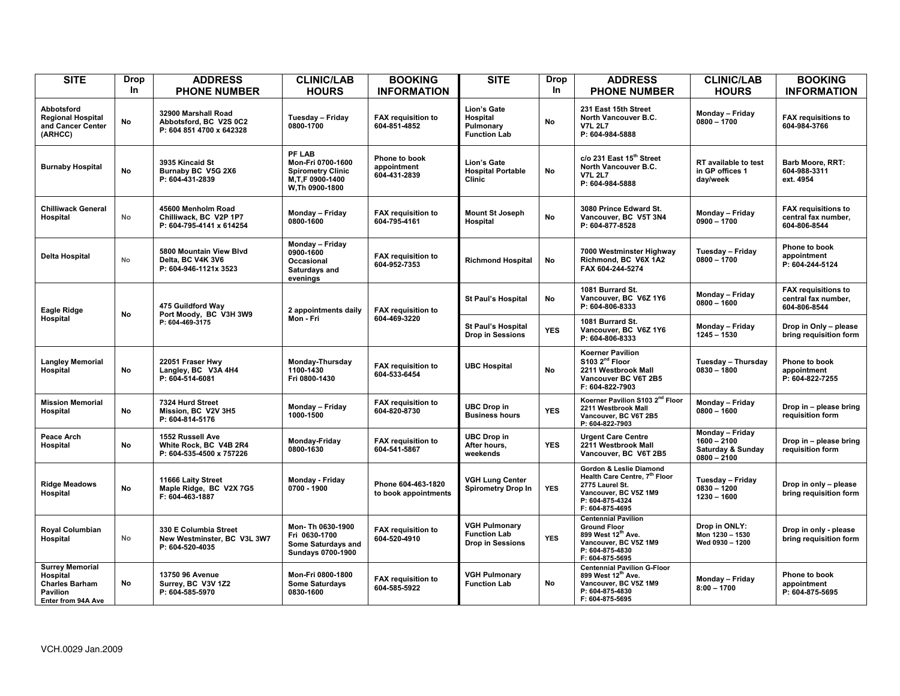| SITE | Drop In | ADDRESS PHONE NUMBER | CLINIC/LAB HOURS | BOOKING INFORMATION |
|---|---|---|---|---|
| Abbotsford Regional Hospital and Cancer Center (ARHCC) | No | 32900 Marshall Road Abbotsford, BC V2S 0C2 P: 604 851 4700 x 642328 | Tuesday – Friday 0800-1700 | FAX requisition to 604-851-4852 |
| Burnaby Hospital | No | 3935 Kincaid St Burnaby BC V5G 2X6 P: 604-431-2839 | PF LAB Mon-Fri 0700-1600 Spirometry Clinic M,T,F 0900-1400 W,Th 0900-1800 | Phone to book appointment 604-431-2839 |
| Chilliwack General Hospital | No | 45600 Menholm Road Chilliwack, BC V2P 1P7 P: 604-795-4141 x 614254 | Monday – Friday 0800-1600 | FAX requisition to 604-795-4161 |
| Delta Hospital | No | 5800 Mountain View Blvd Delta, BC V4K 3V6 P: 604-946-1121x 3523 | Monday – Friday 0900-1600 Occasional Saturdays and evenings | FAX requisition to 604-952-7353 |
| Eagle Ridge Hospital | No | 475 Guildford Way Port Moody, BC V3H 3W9 P: 604-469-3175 | 2 appointments daily Mon - Fri | FAX requisition to 604-469-3220 |
| Langley Memorial Hospital | No | 22051 Fraser Hwy Langley, BC V3A 4H4 P: 604-514-6081 | Monday-Thursday 1100-1430 Fri 0800-1430 | FAX requisition to 604-533-6454 |
| Mission Memorial Hospital | No | 7324 Hurd Street Mission, BC V2V 3H5 P: 604-814-5176 | Monday – Friday 1000-1500 | FAX requisition to 604-820-8730 |
| Peace Arch Hospital | No | 1552 Russell Ave White Rock, BC V4B 2R4 P: 604-535-4500 x 757226 | Monday-Friday 0800-1630 | FAX requisition to 604-541-5867 |
| Ridge Meadows Hospital | No | 11666 Laity Street Maple Ridge, BC V2X 7G5 F: 604-463-1887 | Monday - Friday 0700 - 1900 | Phone 604-463-1820 to book appointments |
| Royal Columbian Hospital | No | 330 E Columbia Street New Westminster, BC V3L 3W7 P: 604-520-4035 | Mon- Th 0630-1900 Fri 0630-1700 Some Saturdays and Sundays 0700-1900 | FAX requisition to 604-520-4910 |
| Surrey Memorial Hospital Charles Barham Pavilion Enter from 94A Ave | No | 13750 96 Avenue Surrey, BC V3V 1Z2 P: 604-585-5970 | Mon-Fri 0800-1800 Some Saturdays 0830-1600 | FAX requisition to 604-585-5922 |
| Lion's Gate Hospital Pulmonary Function Lab | No | 231 East 15th Street North Vancouver B.C. V7L 2L7 P: 604-984-5888 | Monday – Friday 0800 – 1700 | FAX requisitions to 604-984-3766 |
| Lion's Gate Hospital Portable Clinic | No | c/o 231 East 15th Street North Vancouver B.C. V7L 2L7 P: 604-984-5888 | RT available to test in GP offices 1 day/week | Barb Moore, RRT: 604-988-3311 ext. 4954 |
| Mount St Joseph Hospital | No | 3080 Prince Edward St. Vancouver, BC V5T 3N4 P: 604-877-8528 | Monday – Friday 0900 – 1700 | FAX requisitions to central fax number, 604-806-8544 |
| Richmond Hospital | No | 7000 Westminster Highway Richmond, BC V6X 1A2 FAX 604-244-5274 | Tuesday – Friday 0800 – 1700 | Phone to book appointment P: 604-244-5124 |
| St Paul's Hospital | No | 1081 Burrard St. Vancouver, BC V6Z 1Y6 P: 604-806-8333 | Monday – Friday 0800 – 1600 | FAX requisitions to central fax number, 604-806-8544 |
| St Paul's Hospital Drop in Sessions | YES | 1081 Burrard St. Vancouver, BC V6Z 1Y6 P: 604-806-8333 | Monday – Friday 1245 – 1530 | Drop in Only – please bring requisition form |
| UBC Hospital | No | Koerner Pavilion S103 2nd Floor 2211 Westbrook Mall Vancouver BC V6T 2B5 F: 604-822-7903 | Tuesday – Thursday 0830 – 1800 | Phone to book appointment P: 604-822-7255 |
| UBC Drop in Business hours | YES | Koerner Pavilion S103 2nd Floor 2211 Westbrook Mall Vancouver, BC V6T 2B5 P: 604-822-7903 | Monday – Friday 0800 – 1600 | Drop in – please bring requisition form |
| UBC Drop in After hours, weekends | YES | Urgent Care Centre 2211 Westbrook Mall Vancouver, BC V6T 2B5 | Monday – Friday 1600 – 2100 Saturday & Sunday 0800 – 2100 | Drop in – please bring requisition form |
| VGH Lung Center Spirometry Drop In | YES | Gordon & Leslie Diamond Health Care Centre, 7th Floor 2775 Laurel St. Vancouver, BC V5Z 1M9 P: 604-875-4324 F: 604-875-4695 | Tuesday – Friday 0830 – 1200 1230 – 1600 | Drop in only – please bring requisition form |
| VGH Pulmonary Function Lab Drop in Sessions | YES | Centennial Pavilion Ground Floor 899 West 12th Ave. Vancouver, BC V5Z 1M9 P: 604-875-4830 F: 604-875-5695 | Drop in ONLY: Mon 1230 – 1530 Wed 0930 – 1200 | Drop in only - please bring requisition form |
| VGH Pulmonary Function Lab | No | Centennial Pavilion G-Floor 899 West 12th Ave. Vancouver, BC V5Z 1M9 P: 604-875-4830 F: 604-875-5695 | Monday – Friday 8:00 – 1700 | Phone to book appointment P: 604-875-5695 |

VCH.0029 Jan.2009